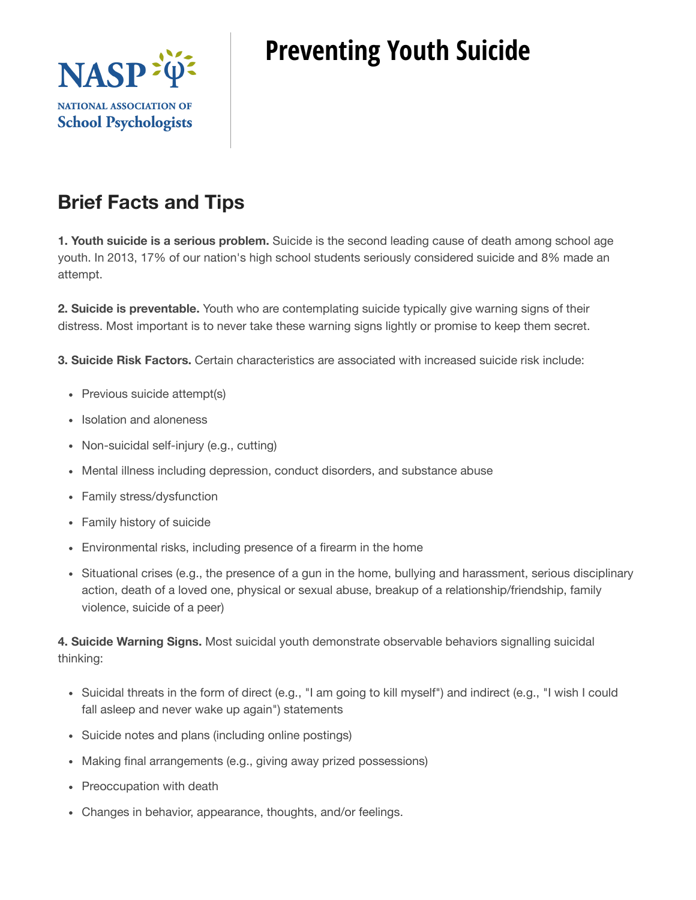NASP NATIONAL ASSOCIATION OF School Psychologists

# Preventing Youth Suicide

## Brief Facts and Tips

**1. Youth suicide is a serious problem.** Suicide is the second leading cause of death among school age youth. In 2013, 17% of our nation's high school students seriously considered suicide and 8% made an attempt.

**2. Suicide is preventable.** Youth who are contemplating suicide typically give warning signs of their distress. Most important is to never take these warning signs lightly or promise to keep them secret.

**3. Suicide Risk Factors.** Certain characteristics are associated with increased suicide risk include:

- Previous suicide attempt(s)
- Isolation and aloneness
- Non-suicidal self-injury (e.g., cutting)
- Mental illness including depression, conduct disorders, and substance abuse
- Family stress/dysfunction
- Family history of suicide
- Environmental risks, including presence of a firearm in the home
- Situational crises (e.g., the presence of a gun in the home, bullying and harassment, serious disciplinary action, death of a loved one, physical or sexual abuse, breakup of a relationship/friendship, family violence, suicide of a peer)

**4. Suicide Warning Signs.** Most suicidal youth demonstrate observable behaviors signalling suicidal thinking:

- Suicidal threats in the form of direct (e.g., "I am going to kill myself") and indirect (e.g., "I wish I could fall asleep and never wake up again") statements
- Suicide notes and plans (including online postings)
- Making final arrangements (e.g., giving away prized possessions)
- Preoccupation with death
- Changes in behavior, appearance, thoughts, and/or feelings.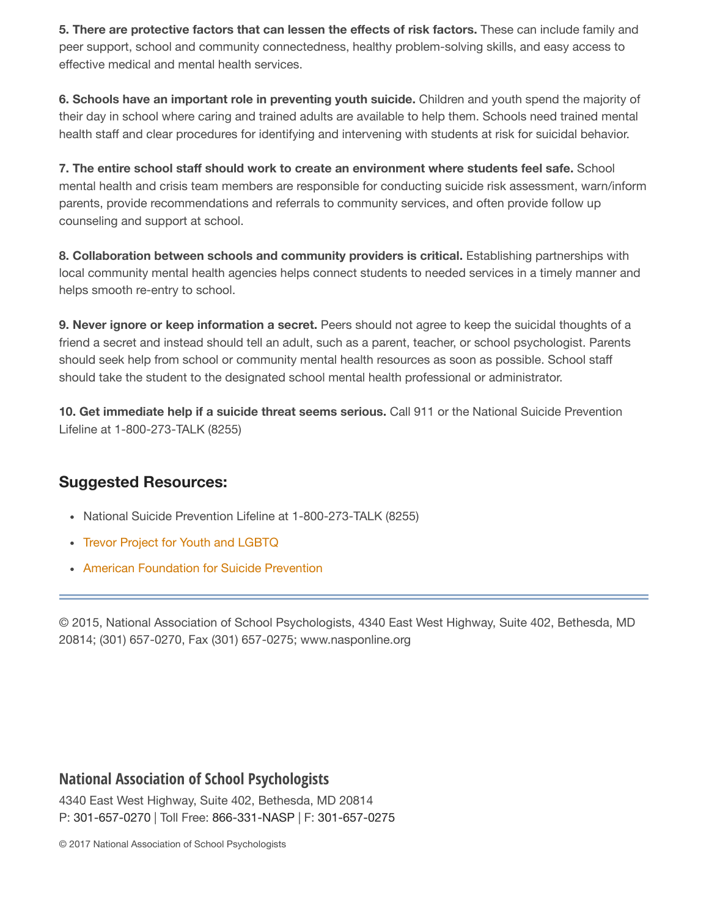**5. There are protective factors that can lessen the effects of risk factors.** These can include family and peer support, school and community connectedness, healthy problem-solving skills, and easy access to effective medical and mental health services.

**6. Schools have an important role in preventing youth suicide.** Children and youth spend the majority of their day in school where caring and trained adults are available to help them. Schools need trained mental health staff and clear procedures for identifying and intervening with students at risk for suicidal behavior.

**7. The entire school staff should work to create an environment where students feel safe.** School mental health and crisis team members are responsible for conducting suicide risk assessment, warn/inform parents, provide recommendations and referrals to community services, and often provide follow up counseling and support at school.

**8. Collaboration between schools and community providers is critical.** Establishing partnerships with local community mental health agencies helps connect students to needed services in a timely manner and helps smooth re-entry to school.

**9. Never ignore or keep information a secret.** Peers should not agree to keep the suicidal thoughts of a friend a secret and instead should tell an adult, such as a parent, teacher, or school psychologist. Parents should seek help from school or community mental health resources as soon as possible. School staff should take the student to the designated school mental health professional or administrator.

**10. Get immediate help if a suicide threat seems serious.** Call 911 or the National Suicide Prevention Lifeline at 1-800-273-TALK (8255)

## Suggested Resources:

- National Suicide Prevention Lifeline at 1-800-273-TALK (8255)
- Trevor Project for Youth and LGBTQ
- American Foundation for Suicide Prevention

---

© 2015, National Association of School Psychologists, 4340 East West Highway, Suite 402, Bethesda, MD 20814; (301) 657-0270, Fax (301) 657-0275; www.nasponline.org

**National Association of School Psychologists**

4340 East West Highway, Suite 402, Bethesda, MD 20814
P: 301-657-0270 | Toll Free: 866-331-NASP | F: 301-657-0275

© 2017 National Association of School Psychologists